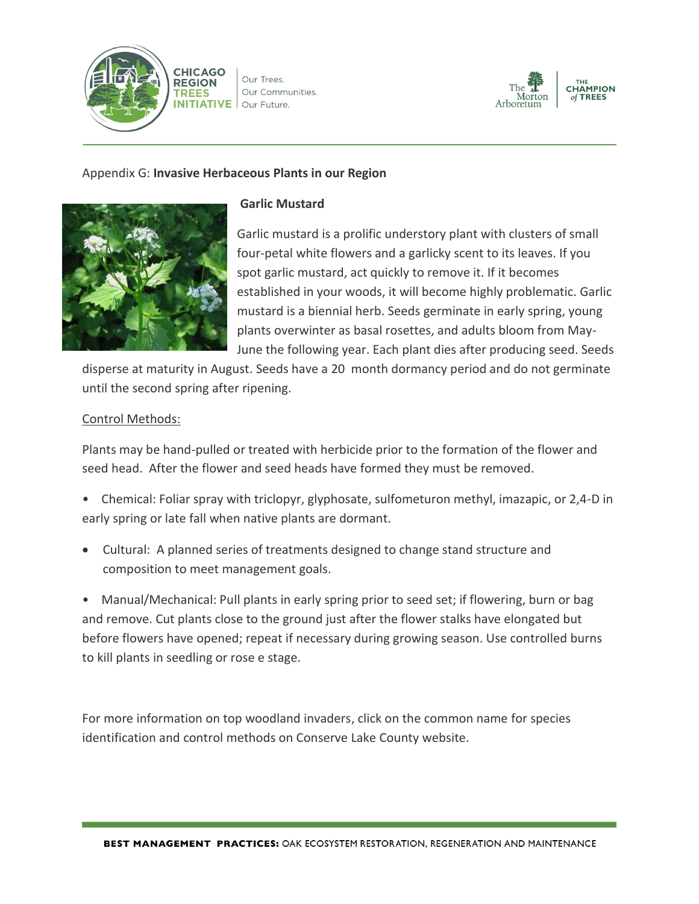Appendix G: **Invasive Herbaceous Plants in our Region**

**Garlic Mustard**

Garlic mustard is a prolific understory plant with clusters of small four-petal white flowers and a garlicky scent to its leaves. If you spot garlic mustard, act quickly to remove it. If it becomes established in your woods, it will become highly problematic. Garlic mustard is a biennial herb. Seeds germinate in early spring, young plants overwinter as basal rosettes, and adults bloom from May-June the following year. Each plant dies after producing seed. Seeds disperse at maturity in August. Seeds have a 20 month dormancy period and do not germinate until the second spring after ripening.

Control Methods:

Plants may be hand-pulled or treated with herbicide prior to the formation of the flower and seed head. After the flower and seed heads have formed they must be removed.

- Chemical: Foliar spray with triclopyr, glyphosate, sulfometuron methyl, imazapic, or 2,4-D in early spring or late fall when native plants are dormant.
- Cultural: A planned series of treatments designed to change stand structure and composition to meet management goals.
- Manual/Mechanical: Pull plants in early spring prior to seed set; if flowering, burn or bag and remove. Cut plants close to the ground just after the flower stalks have elongated but before flowers have opened; repeat if necessary during growing season. Use controlled burns to kill plants in seedling or rose e stage.

For more information on top woodland invaders, click on the common name for species identification and control methods on Conserve Lake County website.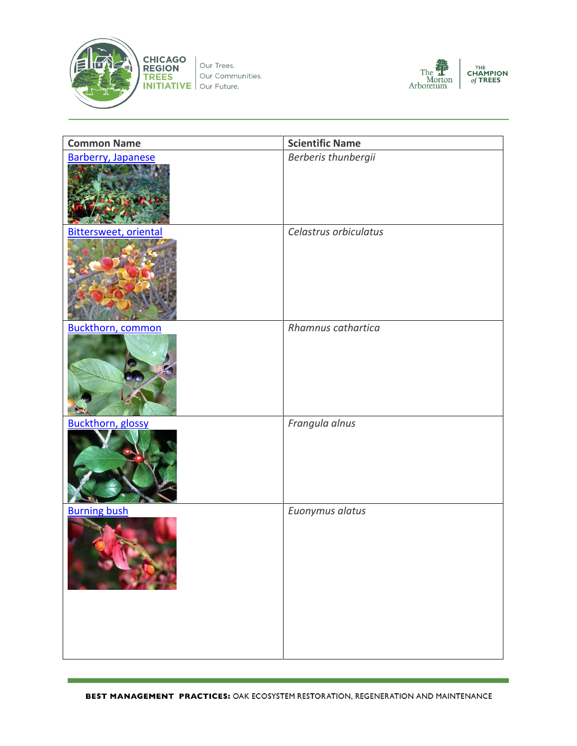| Common Name | Scientific Name |
|---|---|
| Barberry, Japanese | *Berberis thunbergii* |
| Bittersweet, oriental | *Celastrus orbiculatus* |
| Buckthorn, common | *Rhamnus cathartica* |
| Buckthorn, glossy | *Frangula alnus* |
| Burning bush | *Euonymus alatus* |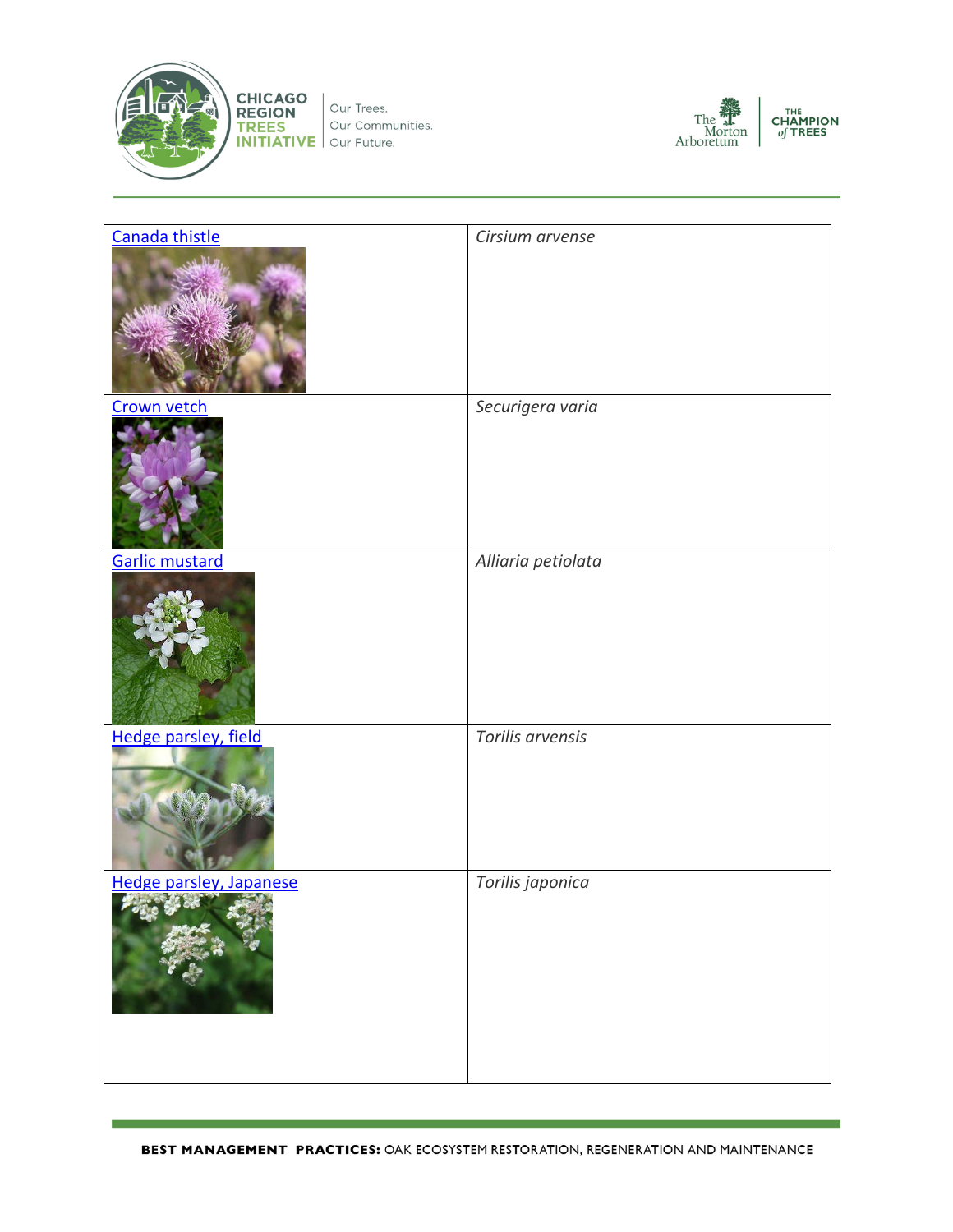| | |
|---|---|
| Canada thistle | *Cirsium arvense* |
| Crown vetch | *Securigera varia* |
| Garlic mustard | *Alliaria petiolata* |
| Hedge parsley, field | *Torilis arvensis* |
| Hedge parsley, Japanese | *Torilis japonica* |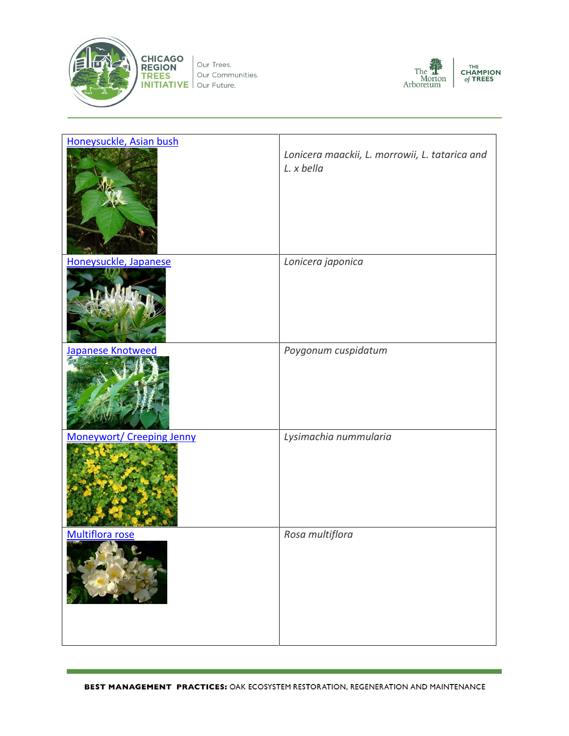| Honeysuckle, Asian bush | *Lonicera maackii, L. morrowii, L. tatarica and L. x bella* |
|---|---|
| Honeysuckle, Japanese | *Lonicera japonica* |
| Japanese Knotweed | *Poygonum cuspidatum* |
| Moneywort/ Creeping Jenny | *Lysimachia nummularia* |
| Multiflora rose | *Rosa multiflora* |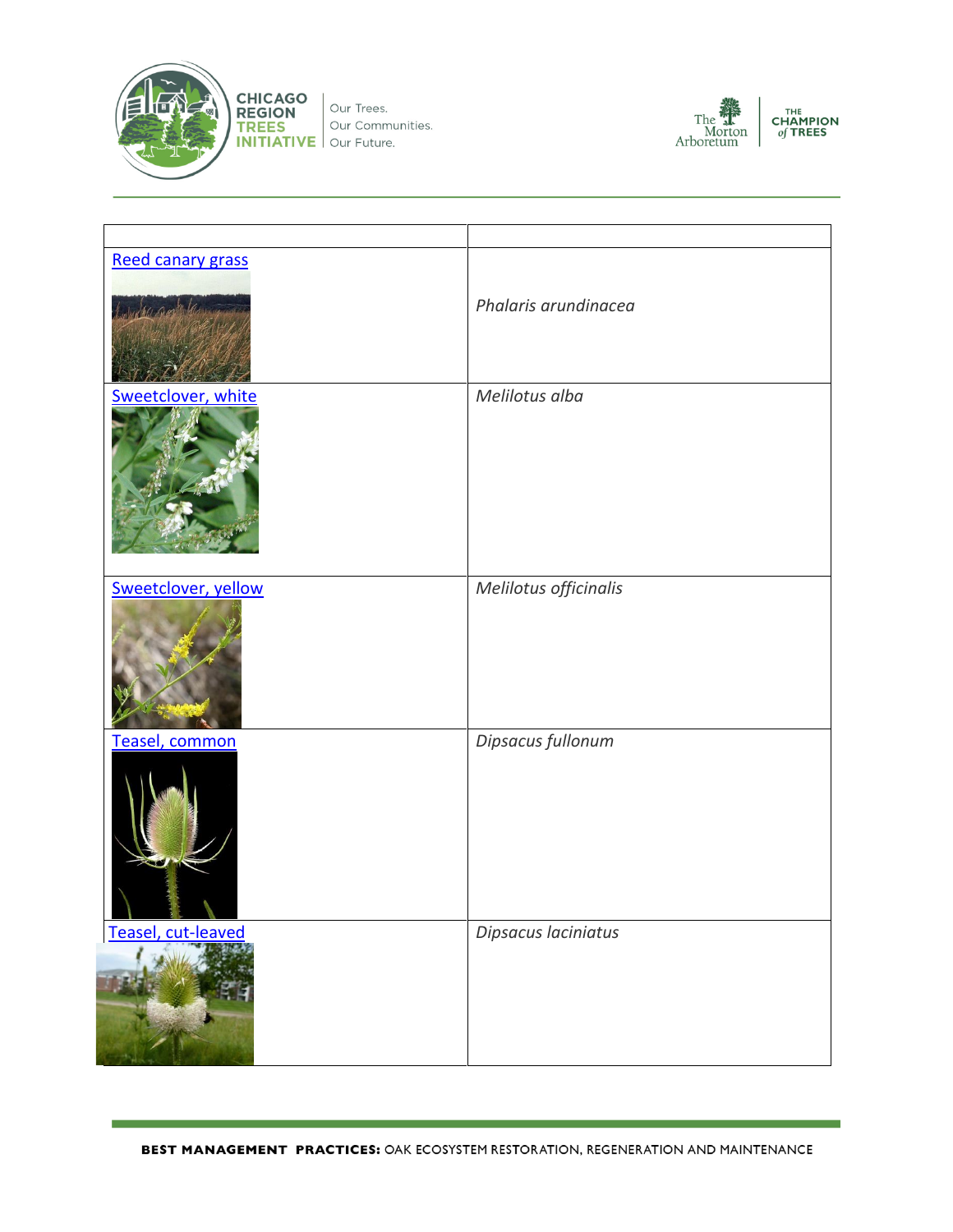| | |
|---|---|
| Reed canary grass | *Phalaris arundinacea* |
| Sweetclover, white | *Melilotus alba* |
| Sweetclover, yellow | *Melilotus officinalis* |
| Teasel, common | *Dipsacus fullonum* |
| Teasel, cut-leaved | *Dipsacus laciniatus* |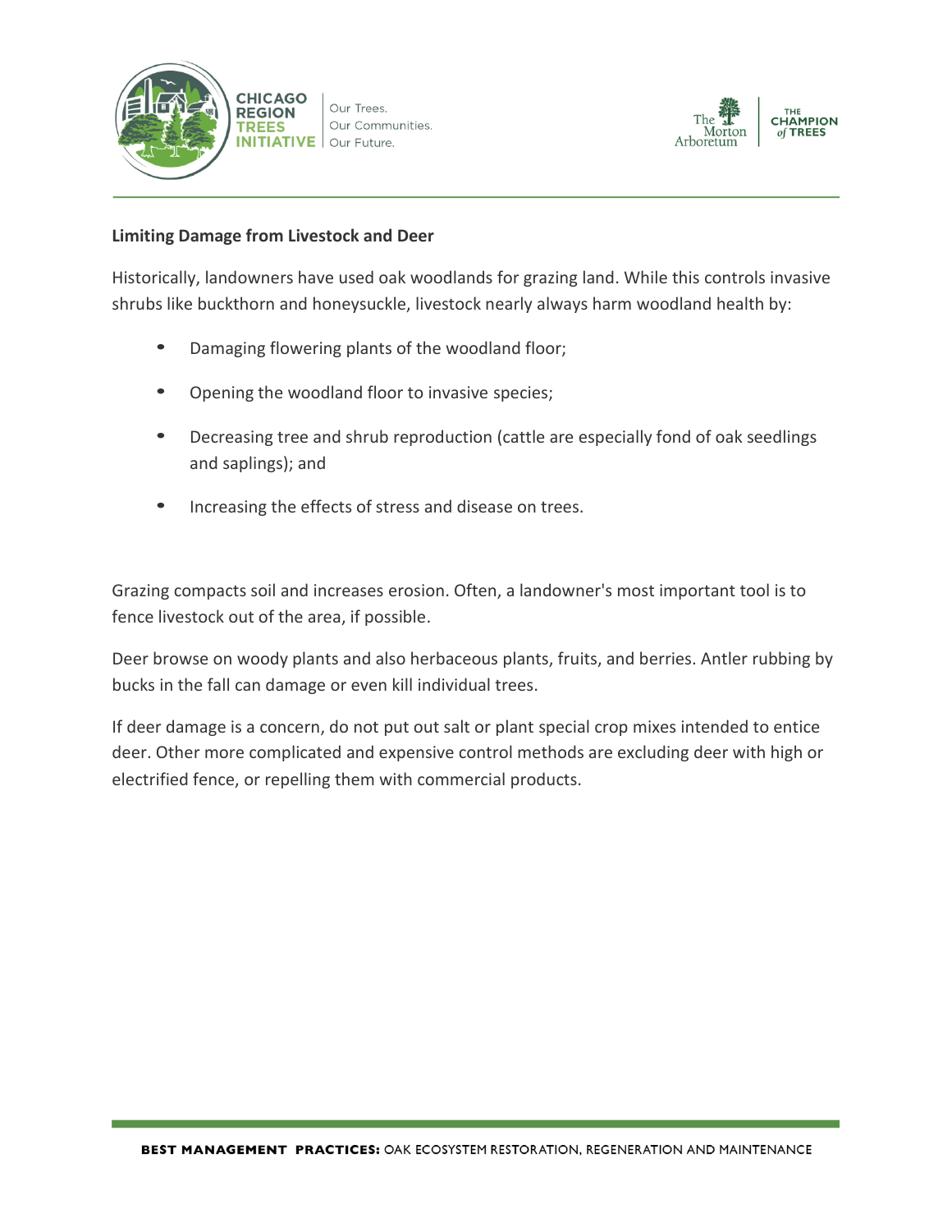**Limiting Damage from Livestock and Deer**

Historically, landowners have used oak woodlands for grazing land. While this controls invasive shrubs like buckthorn and honeysuckle, livestock nearly always harm woodland health by:

- Damaging flowering plants of the woodland floor;
- Opening the woodland floor to invasive species;
- Decreasing tree and shrub reproduction (cattle are especially fond of oak seedlings and saplings); and
- Increasing the effects of stress and disease on trees.

Grazing compacts soil and increases erosion. Often, a landowner's most important tool is to fence livestock out of the area, if possible.

Deer browse on woody plants and also herbaceous plants, fruits, and berries. Antler rubbing by bucks in the fall can damage or even kill individual trees.

If deer damage is a concern, do not put out salt or plant special crop mixes intended to entice deer. Other more complicated and expensive control methods are excluding deer with high or electrified fence, or repelling them with commercial products.